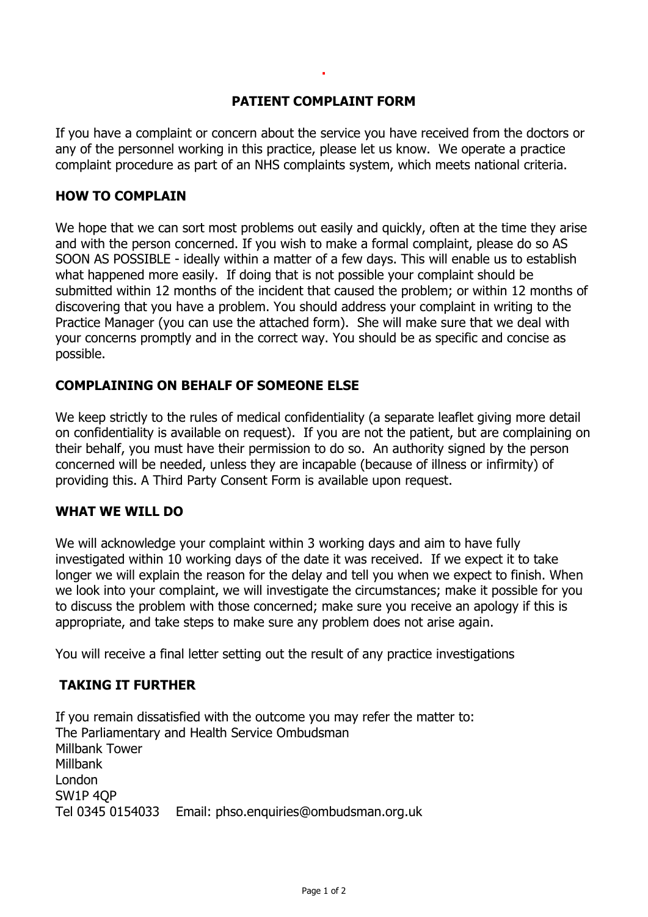# PATIENT COMPLAINT FORM

If you have a complaint or concern about the service you have received from the doctors or any of the personnel working in this practice, please let us know. We operate a practice complaint procedure as part of an NHS complaints system, which meets national criteria.

## HOW TO COMPLAIN

We hope that we can sort most problems out easily and quickly, often at the time they arise and with the person concerned. If you wish to make a formal complaint, please do so AS SOON AS POSSIBLE - ideally within a matter of a few days. This will enable us to establish what happened more easily. If doing that is not possible your complaint should be submitted within 12 months of the incident that caused the problem; or within 12 months of discovering that you have a problem. You should address your complaint in writing to the Practice Manager (you can use the attached form). She will make sure that we deal with your concerns promptly and in the correct way. You should be as specific and concise as possible.

## COMPLAINING ON BEHALF OF SOMEONE ELSE

We keep strictly to the rules of medical confidentiality (a separate leaflet giving more detail on confidentiality is available on request). If you are not the patient, but are complaining on their behalf, you must have their permission to do so. An authority signed by the person concerned will be needed, unless they are incapable (because of illness or infirmity) of providing this. A Third Party Consent Form is available upon request.

## WHAT WE WILL DO

We will acknowledge your complaint within 3 working days and aim to have fully investigated within 10 working days of the date it was received. If we expect it to take longer we will explain the reason for the delay and tell you when we expect to finish. When we look into your complaint, we will investigate the circumstances; make it possible for you to discuss the problem with those concerned; make sure you receive an apology if this is appropriate, and take steps to make sure any problem does not arise again.

You will receive a final letter setting out the result of any practice investigations

## TAKING IT FURTHER

If you remain dissatisfied with the outcome you may refer the matter to:
The Parliamentary and Health Service Ombudsman
Millbank Tower
Millbank
London
SW1P 4QP
Tel 0345 0154033 Email: phso.enquiries@ombudsman.org.uk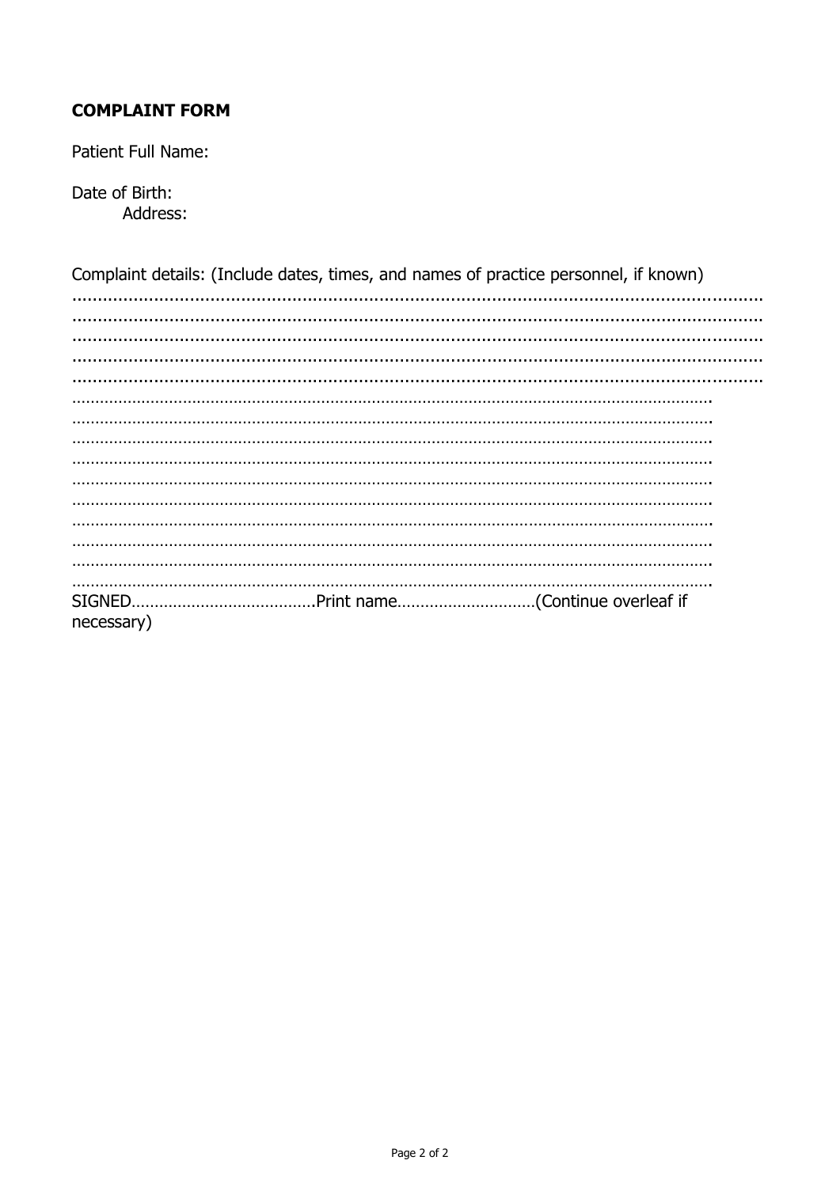**COMPLAINT FORM**

Patient Full Name:

Date of Birth:
Address:

Complaint details: (Include dates, times, and names of practice personnel, if known)

……………………………………………………………………………………………………………………

……………………………………………………………………………………………………………………

……………………………………………………………………………………………………………………

……………………………………………………………………………………………………………………

……………………………………………………………………………………………………………………

……………………………………………………………………………………………………………

……………………………………………………………………………………………………………

……………………………………………………………………………………………………………

……………………………………………………………………………………………………………

……………………………………………………………………………………………………………

……………………………………………………………………………………………………………

……………………………………………………………………………………………………………

……………………………………………………………………………………………………………

……………………………………………………………………………………………………………

……………………………………………………………………………………………………………

SIGNED…………………………………Print name…………………………(Continue overleaf if necessary)